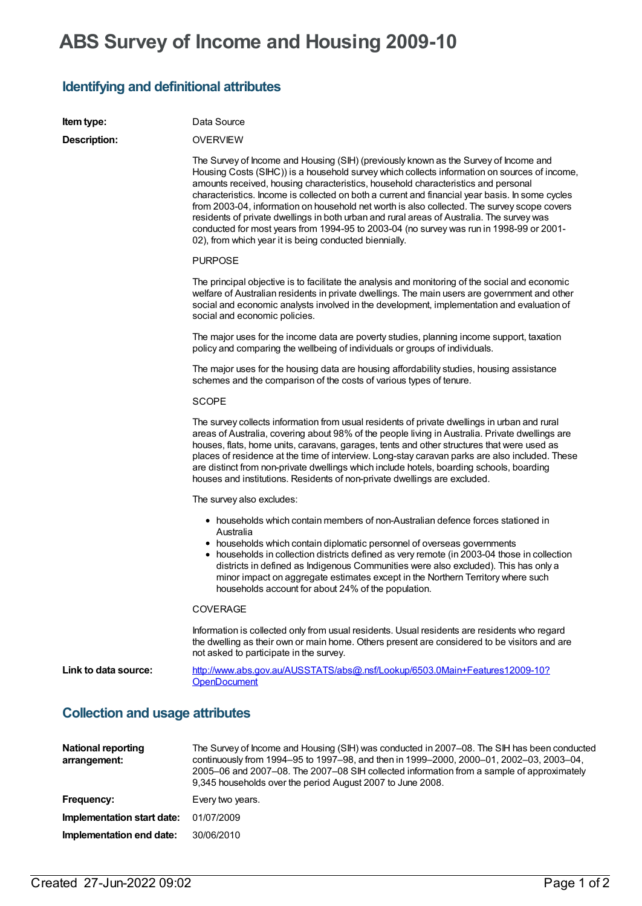# ABS Survey of Income and Housing 2009-10

## Identifying and definitional attributes

**Item type:** Data Source

**Description:**

OVERVIEW

The Survey of Income and Housing (SIH) (previously known as the Survey of Income and Housing Costs (SIHC)) is a household survey which collects information on sources of income, amounts received, housing characteristics, household characteristics and personal characteristics. Income is collected on both a current and financial year basis. In some cycles from 2003-04, information on household net worth is also collected. The survey scope covers residents of private dwellings in both urban and rural areas of Australia. The survey was conducted for most years from 1994-95 to 2003-04 (no survey was run in 1998-99 or 2001-02), from which year it is being conducted biennially.

PURPOSE

The principal objective is to facilitate the analysis and monitoring of the social and economic welfare of Australian residents in private dwellings. The main users are government and other social and economic analysts involved in the development, implementation and evaluation of social and economic policies.

The major uses for the income data are poverty studies, planning income support, taxation policy and comparing the wellbeing of individuals or groups of individuals.

The major uses for the housing data are housing affordability studies, housing assistance schemes and the comparison of the costs of various types of tenure.

SCOPE

The survey collects information from usual residents of private dwellings in urban and rural areas of Australia, covering about 98% of the people living in Australia. Private dwellings are houses, flats, home units, caravans, garages, tents and other structures that were used as places of residence at the time of interview. Long-stay caravan parks are also included. These are distinct from non-private dwellings which include hotels, boarding schools, boarding houses and institutions. Residents of non-private dwellings are excluded.

The survey also excludes:

- households which contain members of non-Australian defence forces stationed in Australia
- households which contain diplomatic personnel of overseas governments
- households in collection districts defined as very remote (in 2003-04 those in collection districts in defined as Indigenous Communities were also excluded). This has only a minor impact on aggregate estimates except in the Northern Territory where such households account for about 24% of the population.

COVERAGE

Information is collected only from usual residents. Usual residents are residents who regard the dwelling as their own or main home. Others present are considered to be visitors and are not asked to participate in the survey.

**Link to data source:** [http://www.abs.gov.au/AUSSTATS/abs@.nsf/Lookup/6503.0Main+Features12009-10?OpenDocument](http://www.abs.gov.au/AUSSTATS/abs@.nsf/Lookup/6503.0Main+Features12009-10?OpenDocument)

## Collection and usage attributes

**National reporting arrangement:** The Survey of Income and Housing (SIH) was conducted in 2007–08. The SIH has been conducted continuously from 1994–95 to 1997–98, and then in 1999–2000, 2000–01, 2002–03, 2003–04, 2005–06 and 2007–08. The 2007–08 SIH collected information from a sample of approximately 9,345 households over the period August 2007 to June 2008.

**Frequency:** Every two years.

**Implementation start date:** 01/07/2009

**Implementation end date:** 30/06/2010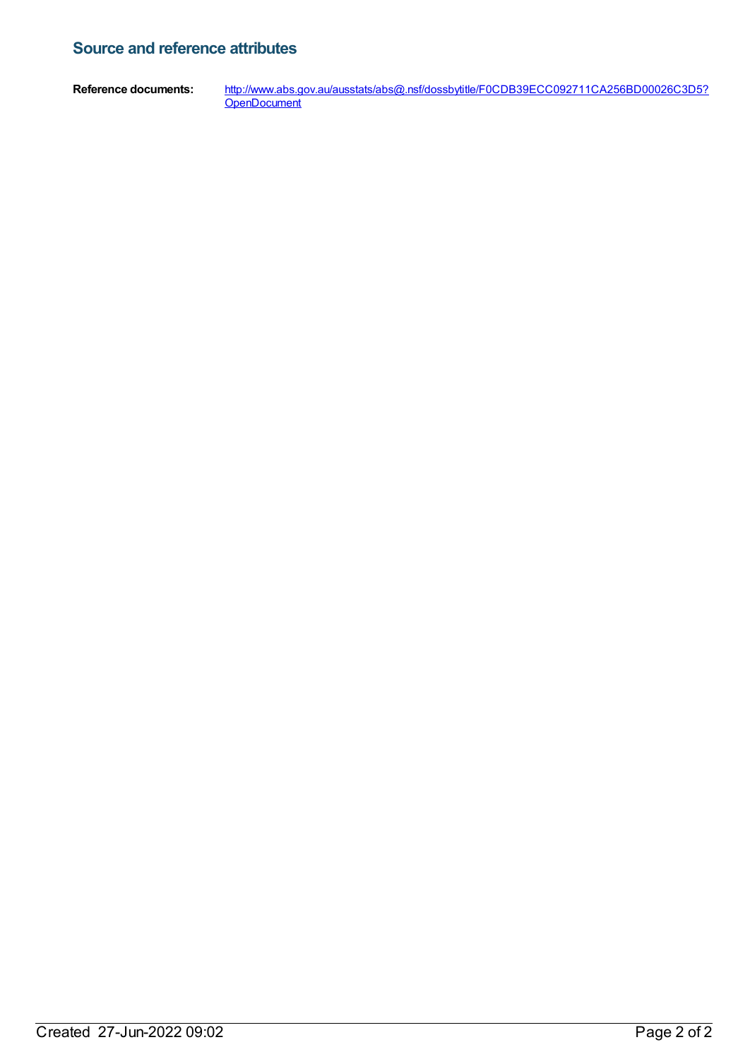## Source and reference attributes

**Reference documents:** http://www.abs.gov.au/ausstats/abs@.nsf/dossbytitle/F0CDB39ECC092711CA256BD00026C3D5?OpenDocument